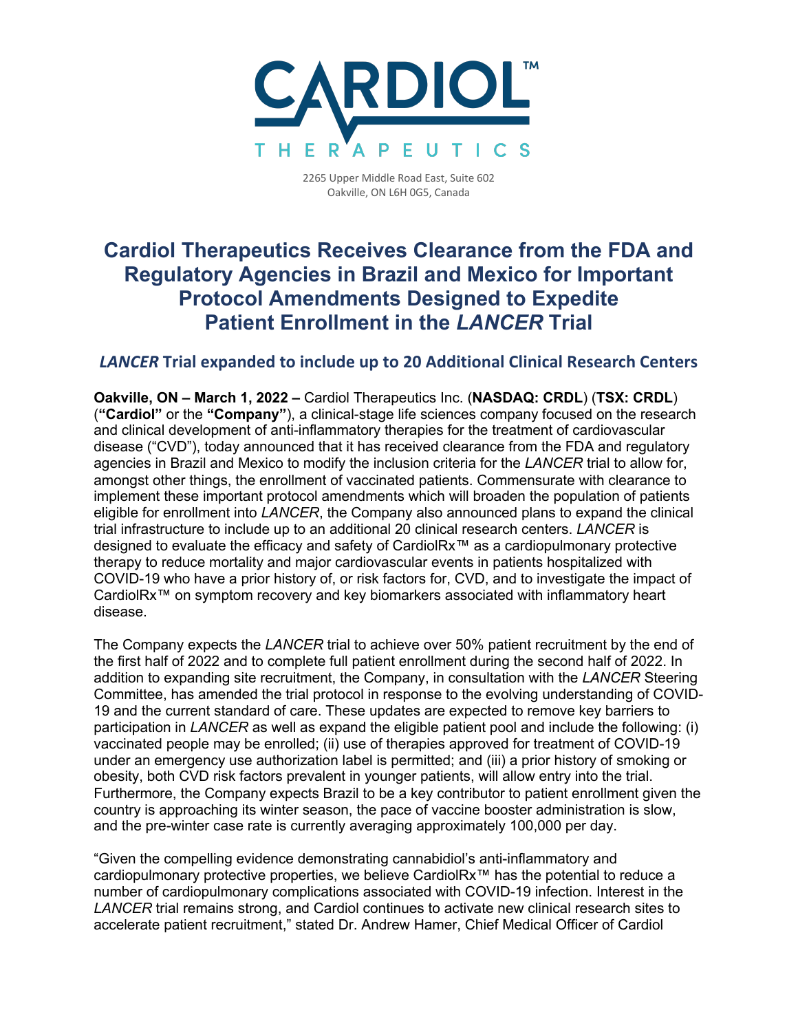# CARDIOL™ THERAPEUTICS

2265 Upper Middle Road East, Suite 602
Oakville, ON L6H 0G5, Canada

# Cardiol Therapeutics Receives Clearance from the FDA and Regulatory Agencies in Brazil and Mexico for Important Protocol Amendments Designed to Expedite Patient Enrollment in the *LANCER* Trial

## *LANCER* Trial expanded to include up to 20 Additional Clinical Research Centers

**Oakville, ON – March 1, 2022 –** Cardiol Therapeutics Inc. (**NASDAQ: CRDL**) (**TSX: CRDL**) (**"Cardiol"** or the **"Company"**), a clinical-stage life sciences company focused on the research and clinical development of anti-inflammatory therapies for the treatment of cardiovascular disease ("CVD"), today announced that it has received clearance from the FDA and regulatory agencies in Brazil and Mexico to modify the inclusion criteria for the *LANCER* trial to allow for, amongst other things, the enrollment of vaccinated patients. Commensurate with clearance to implement these important protocol amendments which will broaden the population of patients eligible for enrollment into *LANCER*, the Company also announced plans to expand the clinical trial infrastructure to include up to an additional 20 clinical research centers. *LANCER* is designed to evaluate the efficacy and safety of CardiolRx™ as a cardiopulmonary protective therapy to reduce mortality and major cardiovascular events in patients hospitalized with COVID-19 who have a prior history of, or risk factors for, CVD, and to investigate the impact of CardiolRx™ on symptom recovery and key biomarkers associated with inflammatory heart disease.

The Company expects the *LANCER* trial to achieve over 50% patient recruitment by the end of the first half of 2022 and to complete full patient enrollment during the second half of 2022. In addition to expanding site recruitment, the Company, in consultation with the *LANCER* Steering Committee, has amended the trial protocol in response to the evolving understanding of COVID-19 and the current standard of care. These updates are expected to remove key barriers to participation in *LANCER* as well as expand the eligible patient pool and include the following: (i) vaccinated people may be enrolled; (ii) use of therapies approved for treatment of COVID-19 under an emergency use authorization label is permitted; and (iii) a prior history of smoking or obesity, both CVD risk factors prevalent in younger patients, will allow entry into the trial. Furthermore, the Company expects Brazil to be a key contributor to patient enrollment given the country is approaching its winter season, the pace of vaccine booster administration is slow, and the pre-winter case rate is currently averaging approximately 100,000 per day.

"Given the compelling evidence demonstrating cannabidiol's anti-inflammatory and cardiopulmonary protective properties, we believe CardiolRx™ has the potential to reduce a number of cardiopulmonary complications associated with COVID-19 infection. Interest in the *LANCER* trial remains strong, and Cardiol continues to activate new clinical research sites to accelerate patient recruitment," stated Dr. Andrew Hamer, Chief Medical Officer of Cardiol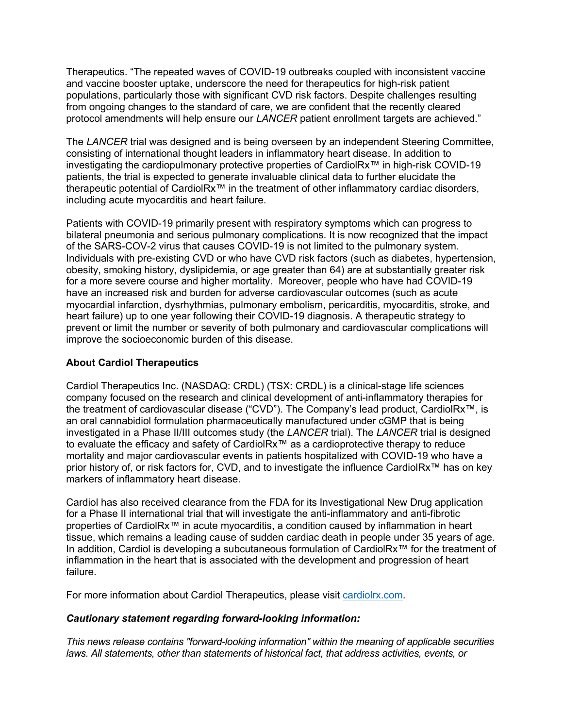Therapeutics. "The repeated waves of COVID-19 outbreaks coupled with inconsistent vaccine and vaccine booster uptake, underscore the need for therapeutics for high-risk patient populations, particularly those with significant CVD risk factors. Despite challenges resulting from ongoing changes to the standard of care, we are confident that the recently cleared protocol amendments will help ensure our *LANCER* patient enrollment targets are achieved."

The *LANCER* trial was designed and is being overseen by an independent Steering Committee, consisting of international thought leaders in inflammatory heart disease. In addition to investigating the cardiopulmonary protective properties of CardiolRx™ in high-risk COVID-19 patients, the trial is expected to generate invaluable clinical data to further elucidate the therapeutic potential of CardiolRx™ in the treatment of other inflammatory cardiac disorders, including acute myocarditis and heart failure.

Patients with COVID-19 primarily present with respiratory symptoms which can progress to bilateral pneumonia and serious pulmonary complications. It is now recognized that the impact of the SARS-COV-2 virus that causes COVID-19 is not limited to the pulmonary system. Individuals with pre-existing CVD or who have CVD risk factors (such as diabetes, hypertension, obesity, smoking history, dyslipidemia, or age greater than 64) are at substantially greater risk for a more severe course and higher mortality. Moreover, people who have had COVID-19 have an increased risk and burden for adverse cardiovascular outcomes (such as acute myocardial infarction, dysrhythmias, pulmonary embolism, pericarditis, myocarditis, stroke, and heart failure) up to one year following their COVID-19 diagnosis. A therapeutic strategy to prevent or limit the number or severity of both pulmonary and cardiovascular complications will improve the socioeconomic burden of this disease.

**About Cardiol Therapeutics**

Cardiol Therapeutics Inc. (NASDAQ: CRDL) (TSX: CRDL) is a clinical-stage life sciences company focused on the research and clinical development of anti-inflammatory therapies for the treatment of cardiovascular disease ("CVD"). The Company's lead product, CardiolRx™, is an oral cannabidiol formulation pharmaceutically manufactured under cGMP that is being investigated in a Phase II/III outcomes study (the *LANCER* trial). The *LANCER* trial is designed to evaluate the efficacy and safety of CardiolRx™ as a cardioprotective therapy to reduce mortality and major cardiovascular events in patients hospitalized with COVID-19 who have a prior history of, or risk factors for, CVD, and to investigate the influence CardiolRx™ has on key markers of inflammatory heart disease.

Cardiol has also received clearance from the FDA for its Investigational New Drug application for a Phase II international trial that will investigate the anti-inflammatory and anti-fibrotic properties of CardiolRx™ in acute myocarditis, a condition caused by inflammation in heart tissue, which remains a leading cause of sudden cardiac death in people under 35 years of age. In addition, Cardiol is developing a subcutaneous formulation of CardiolRx™ for the treatment of inflammation in the heart that is associated with the development and progression of heart failure.

For more information about Cardiol Therapeutics, please visit [cardiolrx.com](cardiolrx.com).

***Cautionary statement regarding forward-looking information:***

*This news release contains "forward-looking information" within the meaning of applicable securities laws. All statements, other than statements of historical fact, that address activities, events, or*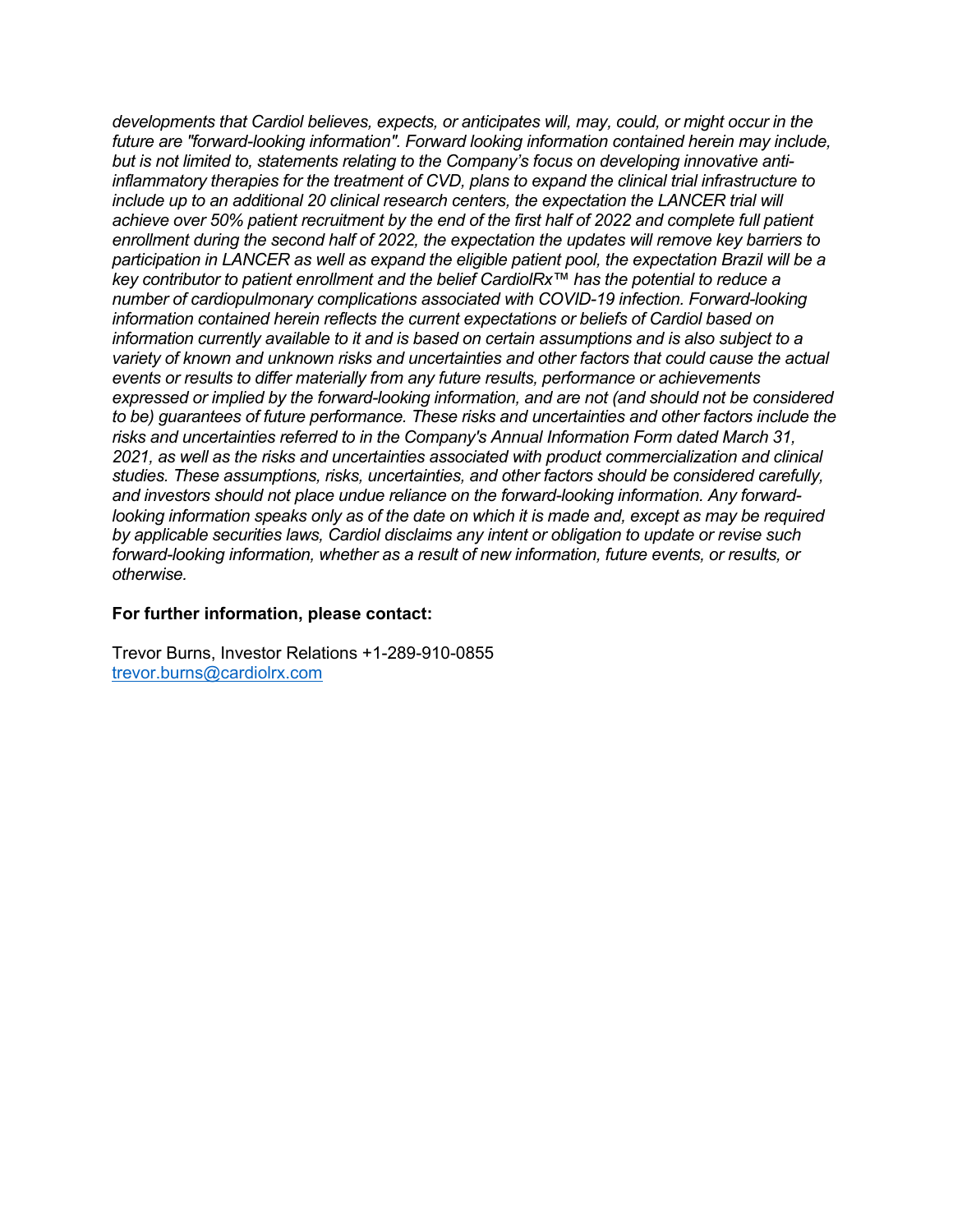*developments that Cardiol believes, expects, or anticipates will, may, could, or might occur in the future are "forward-looking information". Forward looking information contained herein may include, but is not limited to, statements relating to the Company's focus on developing innovative anti-inflammatory therapies for the treatment of CVD, plans to expand the clinical trial infrastructure to include up to an additional 20 clinical research centers, the expectation the LANCER trial will achieve over 50% patient recruitment by the end of the first half of 2022 and complete full patient enrollment during the second half of 2022, the expectation the updates will remove key barriers to participation in LANCER as well as expand the eligible patient pool, the expectation Brazil will be a key contributor to patient enrollment and the belief CardiolRx™ has the potential to reduce a number of cardiopulmonary complications associated with COVID-19 infection. Forward-looking information contained herein reflects the current expectations or beliefs of Cardiol based on information currently available to it and is based on certain assumptions and is also subject to a variety of known and unknown risks and uncertainties and other factors that could cause the actual events or results to differ materially from any future results, performance or achievements expressed or implied by the forward-looking information, and are not (and should not be considered to be) guarantees of future performance. These risks and uncertainties and other factors include the risks and uncertainties referred to in the Company's Annual Information Form dated March 31, 2021, as well as the risks and uncertainties associated with product commercialization and clinical studies. These assumptions, risks, uncertainties, and other factors should be considered carefully, and investors should not place undue reliance on the forward-looking information. Any forward-looking information speaks only as of the date on which it is made and, except as may be required by applicable securities laws, Cardiol disclaims any intent or obligation to update or revise such forward-looking information, whether as a result of new information, future events, or results, or otherwise.*

**For further information, please contact:**

Trevor Burns, Investor Relations +1-289-910-0855
trevor.burns@cardiolrx.com